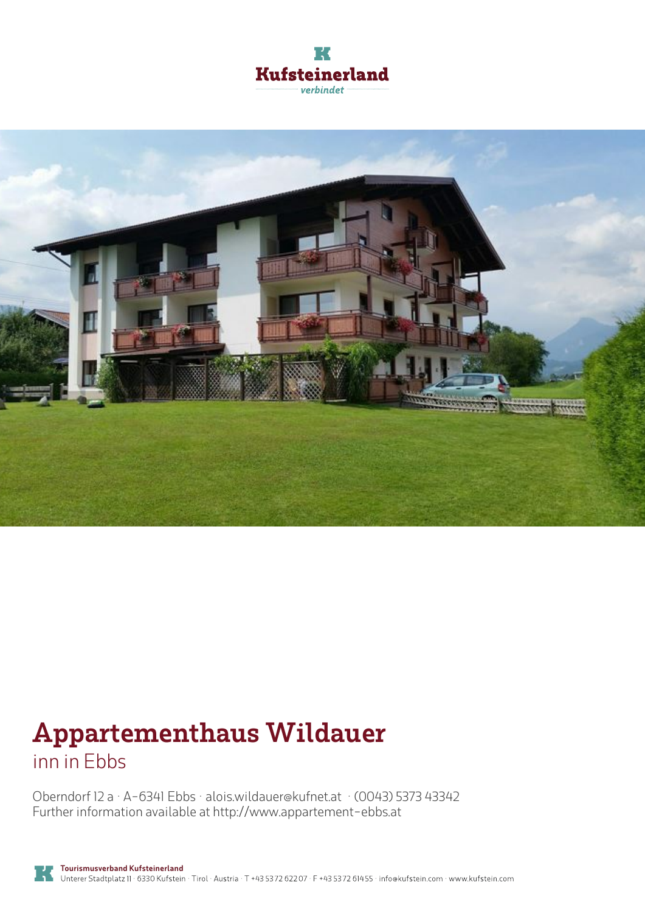Kufsteinerland
verbindet

# Appartementhaus Wildauer

inn in Ebbs

Oberndorf 12 a · A-6341 Ebbs · alois.wildauer@kufnet.at · (0043) 5373 43342
Further information available at http://www.appartement-ebbs.at

**Tourismusverband Kufsteinerland**
Unterer Stadtplatz 11 · 6330 Kufstein · Tirol · Austria · T +43 5372 62207 · F +43 5372 61455 · info@kufstein.com · www.kufstein.com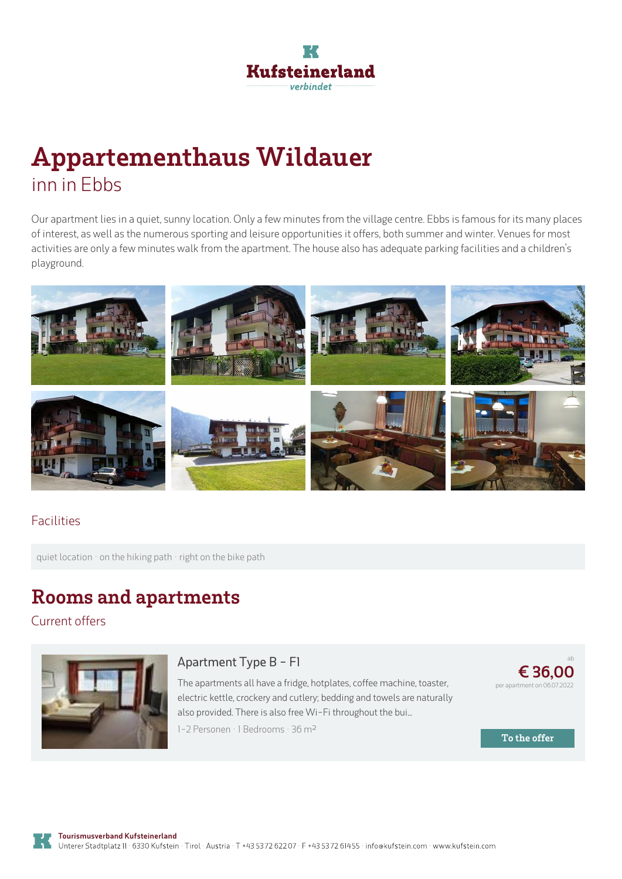Kufsteinerland
verbindet

# Appartementhaus Wildauer

inn in Ebbs

Our apartment lies in a quiet, sunny location. Only a few minutes from the village centre. Ebbs is famous for its many places of interest, as well as the numerous sporting and leisure opportunities it offers, both summer and winter. Venues for most activities are only a few minutes walk from the apartment. The house also has adequate parking facilities and a children's playground.

## Facilities

quiet location · on the hiking path · right on the bike path

# Rooms and apartments

## Current offers

### Apartment Type B - F1

The apartments all have a fridge, hotplates, coffee machine, toaster, electric kettle, crockery and cutlery; bedding and towels are naturally also provided. There is also free Wi-Fi throughout the bui...

1-2 Personen · 1 Bedrooms · 36 m²

ab
**€ 36,00**
per apartment on 06.07.2022

To the offer

**Tourismusverband Kufsteinerland**
Unterer Stadtplatz 11 · 6330 Kufstein · Tirol · Austria · T +43 5372 62207 · F +43 5372 61455 · info@kufstein.com · www.kufstein.com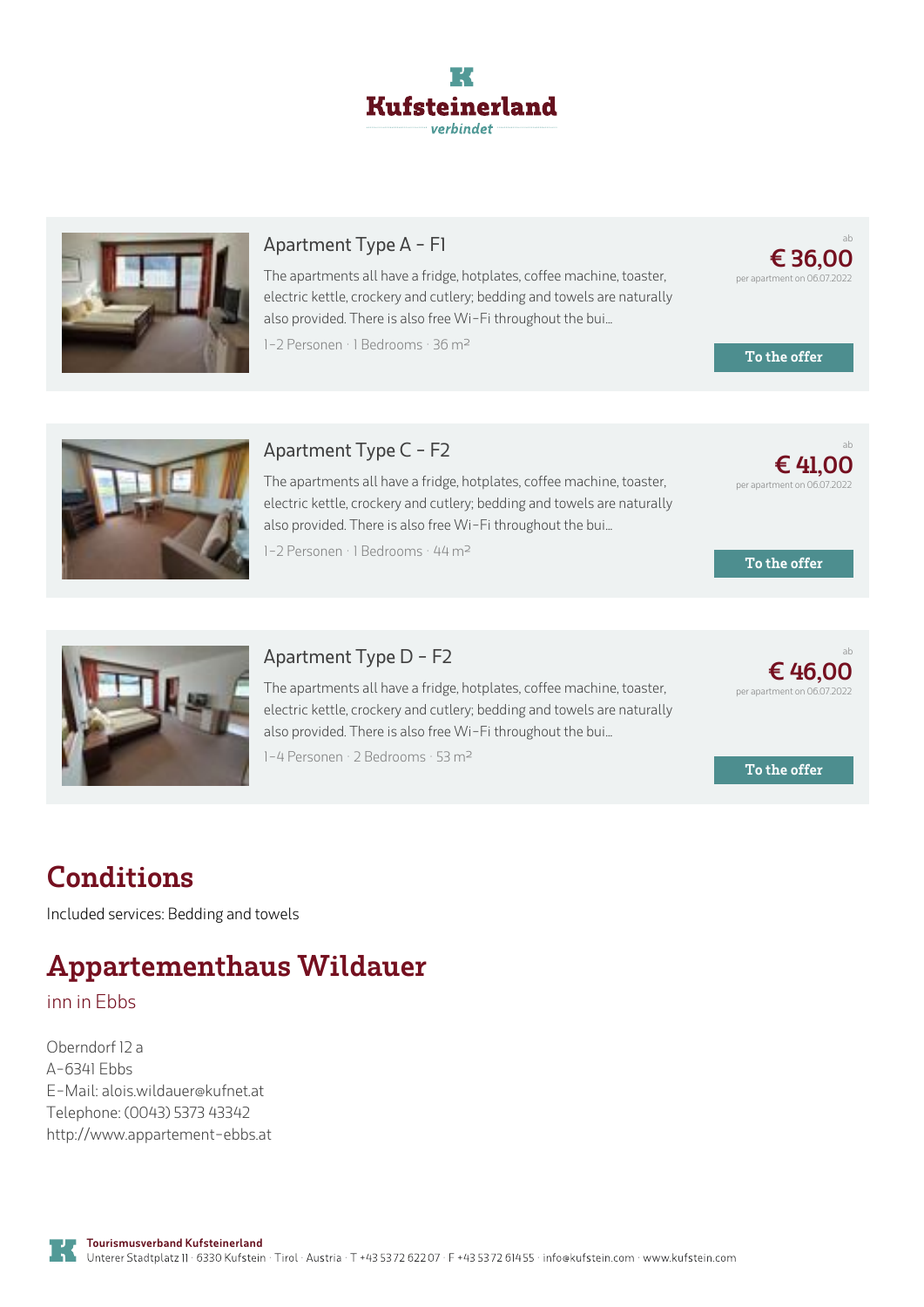### Apartment Type A - F1

The apartments all have a fridge, hotplates, coffee machine, toaster, electric kettle, crockery and cutlery; bedding and towels are naturally also provided. There is also free Wi-Fi throughout the bui...

1-2 Personen · 1 Bedrooms · 36 m²

ab **€ 36,00** per apartment on 06.07.2022

To the offer

### Apartment Type C - F2

The apartments all have a fridge, hotplates, coffee machine, toaster, electric kettle, crockery and cutlery; bedding and towels are naturally also provided. There is also free Wi-Fi throughout the bui...

1-2 Personen · 1 Bedrooms · 44 m²

ab **€ 41,00** per apartment on 06.07.2022

To the offer

### Apartment Type D - F2

The apartments all have a fridge, hotplates, coffee machine, toaster, electric kettle, crockery and cutlery; bedding and towels are naturally also provided. There is also free Wi-Fi throughout the bui...

1-4 Personen · 2 Bedrooms · 53 m²

ab **€ 46,00** per apartment on 06.07.2022

To the offer

## Conditions

Included services: Bedding and towels

## Appartementhaus Wildauer

inn in Ebbs

Oberndorf 12 a
A-6341 Ebbs
E-Mail: alois.wildauer@kufnet.at
Telephone: (0043) 5373 43342
http://www.appartement-ebbs.at